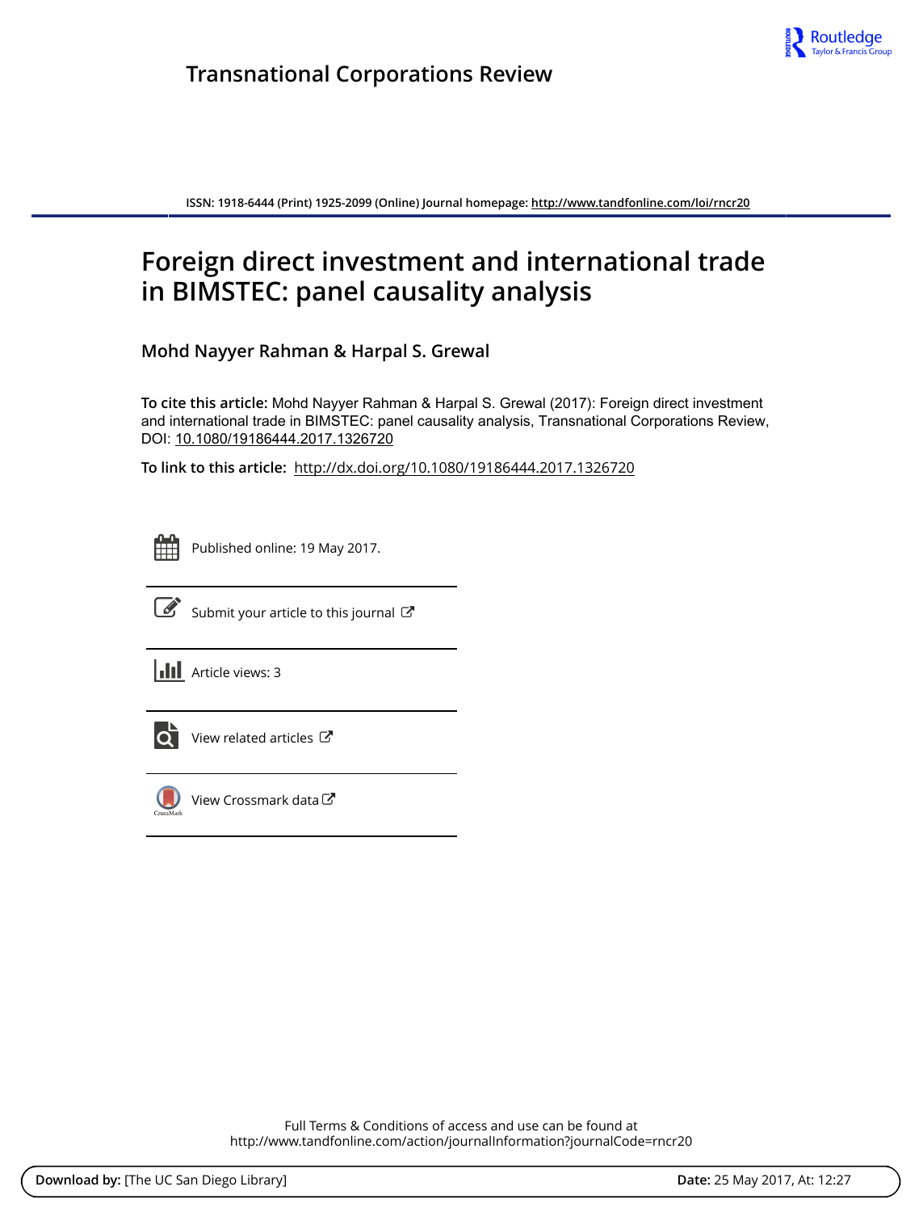**Transactional Corporations Review**

ISSN: 1918-6444 (Print) 1925-2099 (Online) Journal homepage: http://www.tandfonline.com/loi/rncr20

# Foreign direct investment and international trade in BIMSTEC: panel causality analysis

**Mohd Nayyer Rahman & Harpal S. Grewal**

**To cite this article:** Mohd Nayyer Rahman & Harpal S. Grewal (2017): Foreign direct investment and international trade in BIMSTEC: panel causality analysis, Transnational Corporations Review, DOI: 10.1080/19186444.2017.1326720

**To link to this article:** http://dx.doi.org/10.1080/19186444.2017.1326720

Published online: 19 May 2017.

Submit your article to this journal

Article views: 3

View related articles

View Crossmark data

Full Terms & Conditions of access and use can be found at
http://www.tandfonline.com/action/journalInformation?journalCode=rncr20

**Download by:** [The UC San Diego Library] **Date:** 25 May 2017, At: 12:27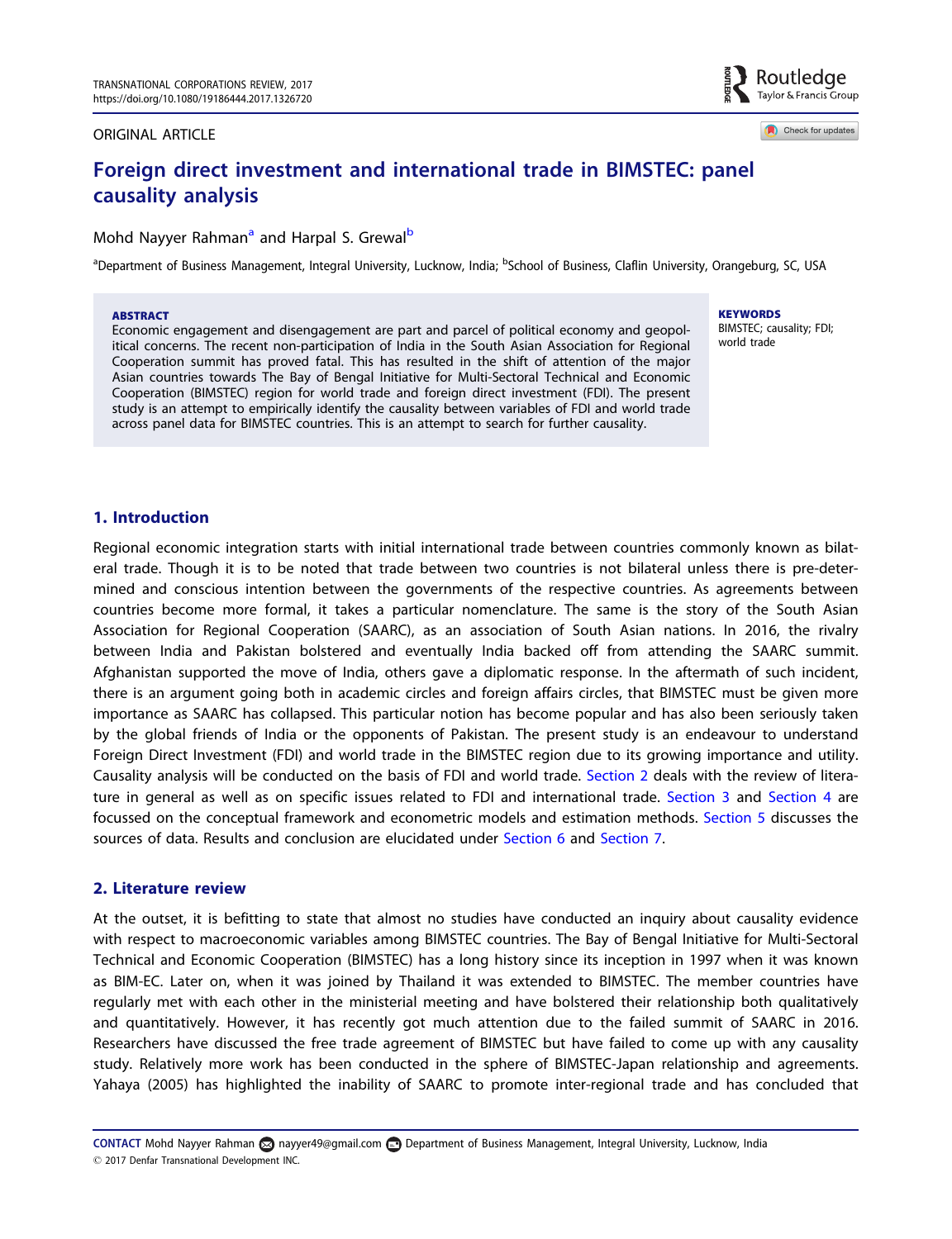ORIGINAL ARTICLE

# Foreign direct investment and international trade in BIMSTEC: panel causality analysis

Mohd Nayyer Rahman[a] and Harpal S. Grewal[b]

[a]Department of Business Management, Integral University, Lucknow, India; [b]School of Business, Claflin University, Orangeburg, SC, USA

**ABSTRACT**

Economic engagement and disengagement are part and parcel of political economy and geopolitical concerns. The recent non-participation of India in the South Asian Association for Regional Cooperation summit has proved fatal. This has resulted in the shift of attention of the major Asian countries towards The Bay of Bengal Initiative for Multi-Sectoral Technical and Economic Cooperation (BIMSTEC) region for world trade and foreign direct investment (FDI). The present study is an attempt to empirically identify the causality between variables of FDI and world trade across panel data for BIMSTEC countries. This is an attempt to search for further causality.

**KEYWORDS**

BIMSTEC; causality; FDI; world trade

## 1. Introduction

Regional economic integration starts with initial international trade between countries commonly known as bilateral trade. Though it is to be noted that trade between two countries is not bilateral unless there is pre-determined and conscious intention between the governments of the respective countries. As agreements between countries become more formal, it takes a particular nomenclature. The same is the story of the South Asian Association for Regional Cooperation (SAARC), as an association of South Asian nations. In 2016, the rivalry between India and Pakistan bolstered and eventually India backed off from attending the SAARC summit. Afghanistan supported the move of India, others gave a diplomatic response. In the aftermath of such incident, there is an argument going both in academic circles and foreign affairs circles, that BIMSTEC must be given more importance as SAARC has collapsed. This particular notion has become popular and has also been seriously taken by the global friends of India or the opponents of Pakistan. The present study is an endeavour to understand Foreign Direct Investment (FDI) and world trade in the BIMSTEC region due to its growing importance and utility. Causality analysis will be conducted on the basis of FDI and world trade. Section 2 deals with the review of literature in general as well as on specific issues related to FDI and international trade. Section 3 and Section 4 are focussed on the conceptual framework and econometric models and estimation methods. Section 5 discusses the sources of data. Results and conclusion are elucidated under Section 6 and Section 7.

## 2. Literature review

At the outset, it is befitting to state that almost no studies have conducted an inquiry about causality evidence with respect to macroeconomic variables among BIMSTEC countries. The Bay of Bengal Initiative for Multi-Sectoral Technical and Economic Cooperation (BIMSTEC) has a long history since its inception in 1997 when it was known as BIM-EC. Later on, when it was joined by Thailand it was extended to BIMSTEC. The member countries have regularly met with each other in the ministerial meeting and have bolstered their relationship both qualitatively and quantitatively. However, it has recently got much attention due to the failed summit of SAARC in 2016. Researchers have discussed the free trade agreement of BIMSTEC but have failed to come up with any causality study. Relatively more work has been conducted in the sphere of BIMSTEC-Japan relationship and agreements. Yahaya (2005) has highlighted the inability of SAARC to promote inter-regional trade and has concluded that

**CONTACT** Mohd Nayyer Rahman nayyer49@gmail.com Department of Business Management, Integral University, Lucknow, India
© 2017 Denfar Transnational Development INC.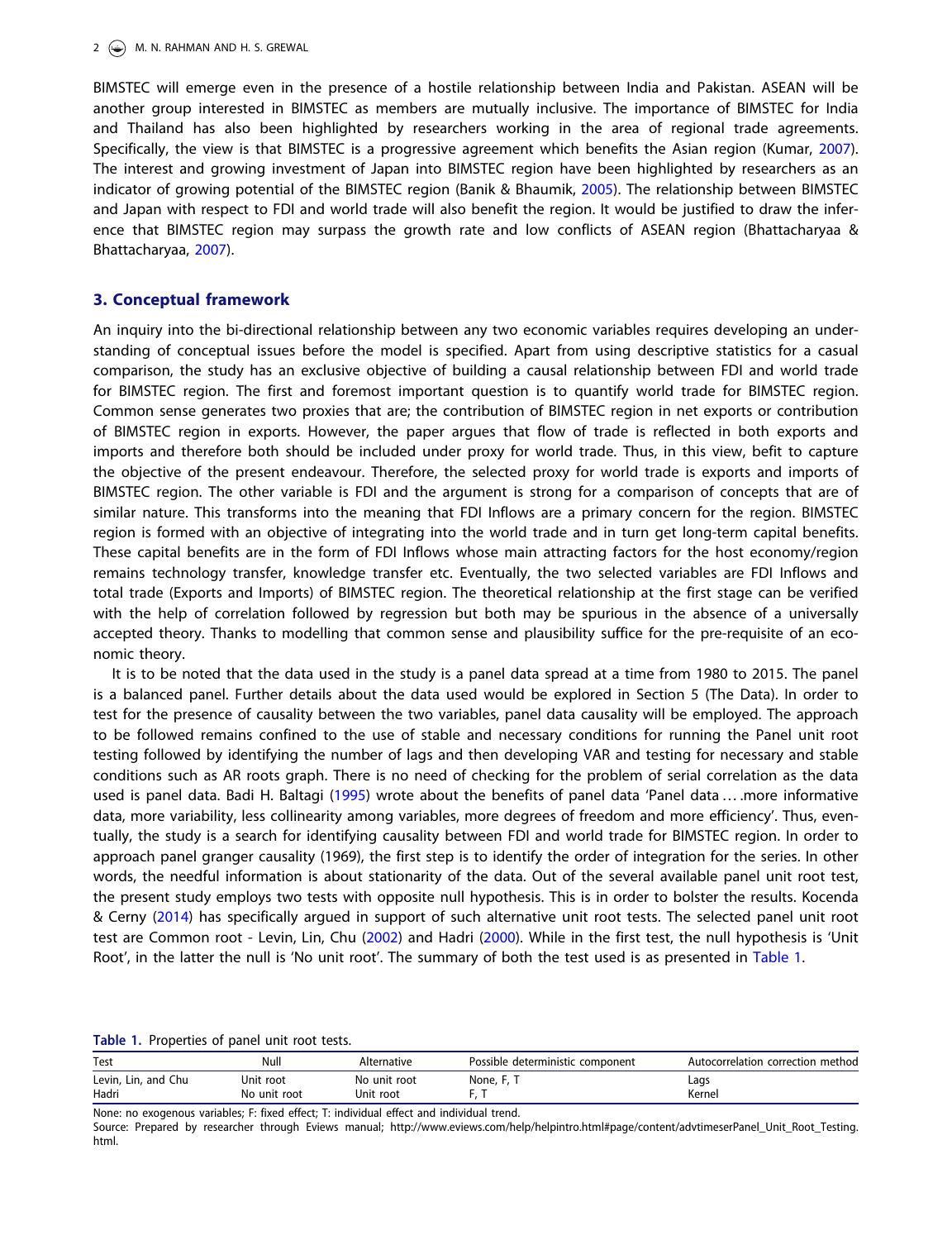BIMSTEC will emerge even in the presence of a hostile relationship between India and Pakistan. ASEAN will be another group interested in BIMSTEC as members are mutually inclusive. The importance of BIMSTEC for India and Thailand has also been highlighted by researchers working in the area of regional trade agreements. Specifically, the view is that BIMSTEC is a progressive agreement which benefits the Asian region (Kumar, 2007). The interest and growing investment of Japan into BIMSTEC region have been highlighted by researchers as an indicator of growing potential of the BIMSTEC region (Banik & Bhaumik, 2005). The relationship between BIMSTEC and Japan with respect to FDI and world trade will also benefit the region. It would be justified to draw the inference that BIMSTEC region may surpass the growth rate and low conflicts of ASEAN region (Bhattacharyaa & Bhattacharyaa, 2007).

## 3. Conceptual framework

An inquiry into the bi-directional relationship between any two economic variables requires developing an understanding of conceptual issues before the model is specified. Apart from using descriptive statistics for a casual comparison, the study has an exclusive objective of building a causal relationship between FDI and world trade for BIMSTEC region. The first and foremost important question is to quantify world trade for BIMSTEC region. Common sense generates two proxies that are; the contribution of BIMSTEC region in net exports or contribution of BIMSTEC region in exports. However, the paper argues that flow of trade is reflected in both exports and imports and therefore both should be included under proxy for world trade. Thus, in this view, befit to capture the objective of the present endeavour. Therefore, the selected proxy for world trade is exports and imports of BIMSTEC region. The other variable is FDI and the argument is strong for a comparison of concepts that are of similar nature. This transforms into the meaning that FDI Inflows are a primary concern for the region. BIMSTEC region is formed with an objective of integrating into the world trade and in turn get long-term capital benefits. These capital benefits are in the form of FDI Inflows whose main attracting factors for the host economy/region remains technology transfer, knowledge transfer etc. Eventually, the two selected variables are FDI Inflows and total trade (Exports and Imports) of BIMSTEC region. The theoretical relationship at the first stage can be verified with the help of correlation followed by regression but both may be spurious in the absence of a universally accepted theory. Thanks to modelling that common sense and plausibility suffice for the pre-requisite of an economic theory.

It is to be noted that the data used in the study is a panel data spread at a time from 1980 to 2015. The panel is a balanced panel. Further details about the data used would be explored in Section 5 (The Data). In order to test for the presence of causality between the two variables, panel data causality will be employed. The approach to be followed remains confined to the use of stable and necessary conditions for running the Panel unit root testing followed by identifying the number of lags and then developing VAR and testing for necessary and stable conditions such as AR roots graph. There is no need of checking for the problem of serial correlation as the data used is panel data. Badi H. Baltagi (1995) wrote about the benefits of panel data 'Panel data … .more informative data, more variability, less collinearity among variables, more degrees of freedom and more efficiency'. Thus, eventually, the study is a search for identifying causality between FDI and world trade for BIMSTEC region. In order to approach panel granger causality (1969), the first step is to identify the order of integration for the series. In other words, the needful information is about stationarity of the data. Out of the several available panel unit root test, the present study employs two tests with opposite null hypothesis. This is in order to bolster the results. Kocenda & Cerny (2014) has specifically argued in support of such alternative unit root tests. The selected panel unit root test are Common root - Levin, Lin, Chu (2002) and Hadri (2000). While in the first test, the null hypothesis is 'Unit Root', in the latter the null is 'No unit root'. The summary of both the test used is as presented in Table 1.

**Table 1.** Properties of panel unit root tests.

| Test | Null | Alternative | Possible deterministic component | Autocorrelation correction method |
|---|---|---|---|---|
| Levin, Lin, and Chu | Unit root | No unit root | None, F, T | Lags |
| Hadri | No unit root | Unit root | F, T | Kernel |

None: no exogenous variables; F: fixed effect; T: individual effect and individual trend.

Source: Prepared by researcher through Eviews manual; http://www.eviews.com/help/helpintro.html#page/content/advtimeserPanel_Unit_Root_Testing.html.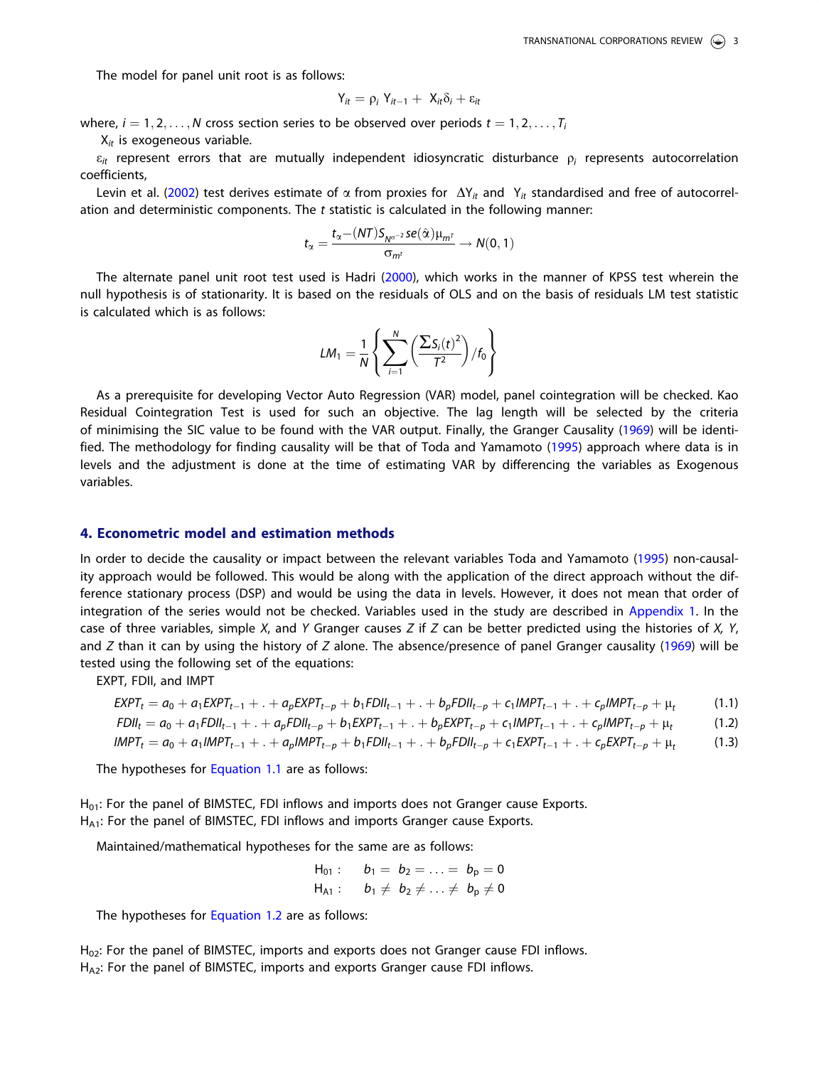The model for panel unit root is as follows:

$$Y_{it} = \rho_i \, Y_{it-1} + X_{it}\delta_i + \varepsilon_{it}$$

where, $i = 1, 2, \ldots, N$ cross section series to be observed over periods $t = 1, 2, \ldots, T_i$

$X_{it}$ is exogeneous variable.

$\varepsilon_{it}$ represent errors that are mutually independent idiosyncratic disturbance $\rho_i$ represents autocorrelation coefficients,

Levin et al. (2002) test derives estimate of $\alpha$ from proxies for $\Delta Y_{it}$ and $Y_{it}$ standardised and free of autocorrelation and deterministic components. The *t* statistic is calculated in the following manner:

$$t_\alpha = \frac{t_\alpha - (NT) S_{N\sigma^{-2}} se(\hat{\alpha}) \mu_{m^T}}{\sigma_{m^t}} \rightarrow N(0,1)$$

The alternate panel unit root test used is Hadri (2000), which works in the manner of KPSS test wherein the null hypothesis is of stationarity. It is based on the residuals of OLS and on the basis of residuals LM test statistic is calculated which is as follows:

$$LM_1 = \frac{1}{N}\left\{\sum_{i=1}^{N}\left(\frac{\sum S_i(t)^2}{T^2}\right)/f_0\right\}$$

As a prerequisite for developing Vector Auto Regression (VAR) model, panel cointegration will be checked. Kao Residual Cointegration Test is used for such an objective. The lag length will be selected by the criteria of minimising the SIC value to be found with the VAR output. Finally, the Granger Causality (1969) will be identified. The methodology for finding causality will be that of Toda and Yamamoto (1995) approach where data is in levels and the adjustment is done at the time of estimating VAR by differencing the variables as Exogenous variables.

## 4. Econometric model and estimation methods

In order to decide the causality or impact between the relevant variables Toda and Yamamoto (1995) non-causality approach would be followed. This would be along with the application of the direct approach without the difference stationary process (DSP) and would be using the data in levels. However, it does not mean that order of integration of the series would not be checked. Variables used in the study are described in Appendix 1. In the case of three variables, simple *X*, and *Y* Granger causes *Z* if *Z* can be better predicted using the histories of *X, Y*, and *Z* than it can by using the history of *Z* alone. The absence/presence of panel Granger causality (1969) will be tested using the following set of the equations:

EXPT, FDII, and IMPT

$$EXPT_t = a_0 + a_1 EXPT_{t-1} + . + a_p EXPT_{t-p} + b_1 FDII_{t-1} + . + b_p FDII_{t-p} + c_1 IMPT_{t-1} + . + c_p IMPT_{t-p} + \mu_t \quad (1.1)$$

$$FDII_t = a_0 + a_1 FDII_{t-1} + . + a_p FDII_{t-p} + b_1 EXPT_{t-1} + . + b_p EXPT_{t-p} + c_1 IMPT_{t-1} + . + c_p IMPT_{t-p} + \mu_t \quad (1.2)$$

$$IMPT_t = a_0 + a_1 IMPT_{t-1} + . + a_p IMPT_{t-p} + b_1 FDII_{t-1} + . + b_p FDII_{t-p} + c_1 EXPT_{t-1} + . + c_p EXPT_{t-p} + \mu_t \quad (1.3)$$

The hypotheses for Equation 1.1 are as follows:

$H_{01}$: For the panel of BIMSTEC, FDI inflows and imports does not Granger cause Exports.
$H_{A1}$: For the panel of BIMSTEC, FDI inflows and imports Granger cause Exports.

Maintained/mathematical hypotheses for the same are as follows:

$$H_{01}: \quad b_1 = b_2 = \ldots = b_p = 0$$
$$H_{A1}: \quad b_1 \neq b_2 \neq \ldots \neq b_p \neq 0$$

The hypotheses for Equation 1.2 are as follows:

$H_{02}$: For the panel of BIMSTEC, imports and exports does not Granger cause FDI inflows.
$H_{A2}$: For the panel of BIMSTEC, imports and exports Granger cause FDI inflows.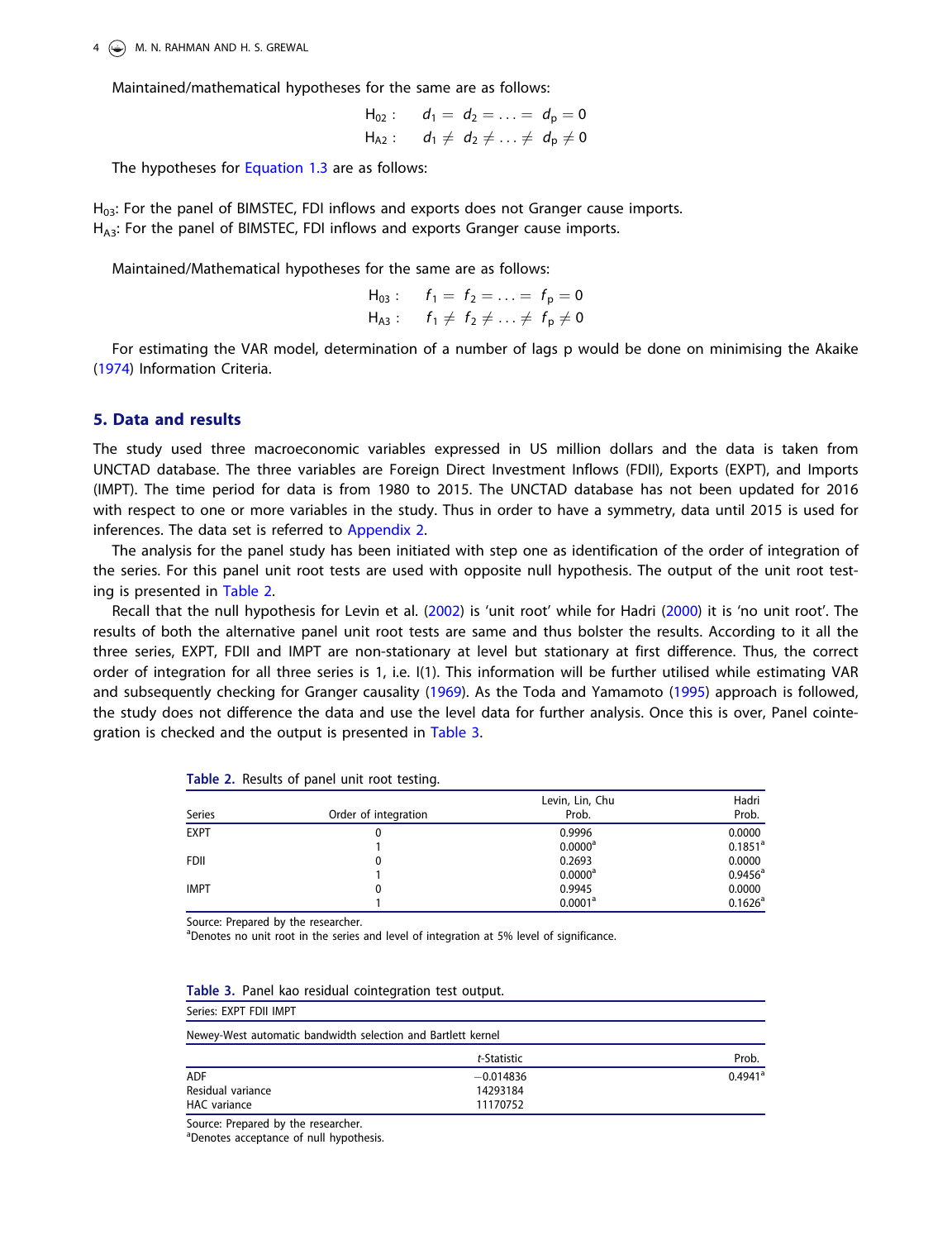Maintained/mathematical hypotheses for the same are as follows:

$$\text{H}_{02}: \quad d_1 = d_2 = \ldots = d_p = 0$$
$$\text{H}_{A2}: \quad d_1 \neq d_2 \neq \ldots \neq d_p \neq 0$$

The hypotheses for Equation 1.3 are as follows:

$H_{03}$: For the panel of BIMSTEC, FDI inflows and exports does not Granger cause imports.
$H_{A3}$: For the panel of BIMSTEC, FDI inflows and exports Granger cause imports.

Maintained/Mathematical hypotheses for the same are as follows:

$$\text{H}_{03}: \quad f_1 = f_2 = \ldots = f_p = 0$$
$$\text{H}_{A3}: \quad f_1 \neq f_2 \neq \ldots \neq f_p \neq 0$$

For estimating the VAR model, determination of a number of lags p would be done on minimising the Akaike (1974) Information Criteria.

## 5. Data and results

The study used three macroeconomic variables expressed in US million dollars and the data is taken from UNCTAD database. The three variables are Foreign Direct Investment Inflows (FDII), Exports (EXPT), and Imports (IMPT). The time period for data is from 1980 to 2015. The UNCTAD database has not been updated for 2016 with respect to one or more variables in the study. Thus in order to have a symmetry, data until 2015 is used for inferences. The data set is referred to Appendix 2.

The analysis for the panel study has been initiated with step one as identification of the order of integration of the series. For this panel unit root tests are used with opposite null hypothesis. The output of the unit root testing is presented in Table 2.

Recall that the null hypothesis for Levin et al. (2002) is 'unit root' while for Hadri (2000) it is 'no unit root'. The results of both the alternative panel unit root tests are same and thus bolster the results. According to it all the three series, EXPT, FDII and IMPT are non-stationary at level but stationary at first difference. Thus, the correct order of integration for all three series is 1, i.e. I(1). This information will be further utilised while estimating VAR and subsequently checking for Granger causality (1969). As the Toda and Yamamoto (1995) approach is followed, the study does not difference the data and use the level data for further analysis. Once this is over, Panel cointegration is checked and the output is presented in Table 3.

**Table 2.** Results of panel unit root testing.

| Series | Order of integration | Levin, Lin, Chu Prob. | Hadri Prob. |
|---|---|---|---|
| EXPT | 0 | 0.9996 | 0.0000 |
| | 1 | 0.0000[a] | 0.1851[a] |
| FDII | 0 | 0.2693 | 0.0000 |
| | 1 | 0.0000[a] | 0.9456[a] |
| IMPT | 0 | 0.9945 | 0.0000 |
| | 1 | 0.0001[a] | 0.1626[a] |

Source: Prepared by the researcher.
[a]Denotes no unit root in the series and level of integration at 5% level of significance.

**Table 3.** Panel kao residual cointegration test output.

| Series: EXPT FDII IMPT | | |
|---|---|---|
| Newey-West automatic bandwidth selection and Bartlett kernel | | |
| | *t*-Statistic | Prob. |
| ADF | −0.014836 | 0.4941[a] |
| Residual variance | 14293184 | |
| HAC variance | 11170752 | |

Source: Prepared by the researcher.
[a]Denotes acceptance of null hypothesis.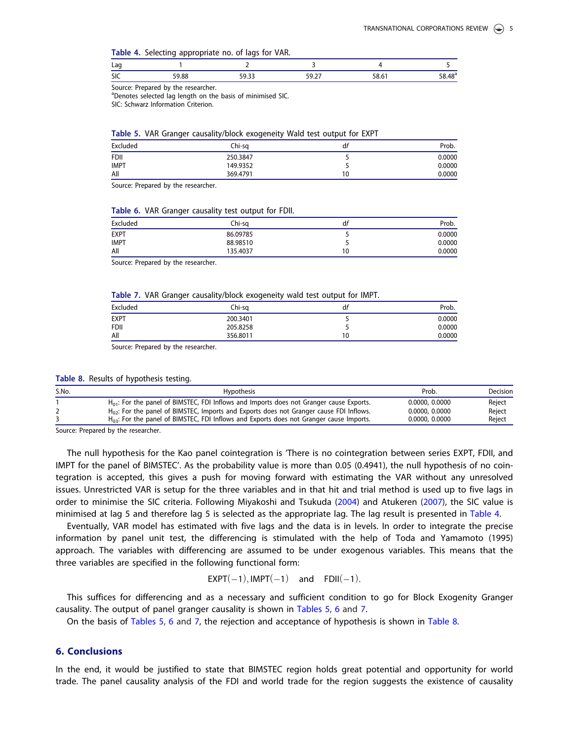**Table 4.** Selecting appropriate no. of lags for VAR.

| Lag | 1 | 2 | 3 | 4 | 5 |
|---|---|---|---|---|---|
| SIC | 59.88 | 59.33 | 59.27 | 58.61 | 58.48[a] |

Source: Prepared by the researcher.
[a]Denotes selected lag length on the basis of minimised SIC.
SIC: Schwarz Information Criterion.

**Table 5.** VAR Granger causality/block exogeneity Wald test output for EXPT

| Excluded | Chi-sq | *df* | Prob. |
|---|---|---|---|
| FDII | 250.3847 | 5 | 0.0000 |
| IMPT | 149.9352 | 5 | 0.0000 |
| All | 369.4791 | 10 | 0.0000 |

Source: Prepared by the researcher.

**Table 6.** VAR Granger causality test output for FDII.

| Excluded | Chi-sq | *df* | Prob. |
|---|---|---|---|
| EXPT | 86.09785 | 5 | 0.0000 |
| IMPT | 88.98510 | 5 | 0.0000 |
| All | 135.4037 | 10 | 0.0000 |

Source: Prepared by the researcher.

**Table 7.** VAR Granger causality/block exogeneity wald test output for IMPT.

| Excluded | Chi-sq | *df* | Prob. |
|---|---|---|---|
| EXPT | 200.3401 | 5 | 0.0000 |
| FDII | 205.8258 | 5 | 0.0000 |
| All | 356.8011 | 10 | 0.0000 |

Source: Prepared by the researcher.

**Table 8.** Results of hypothesis testing.

| S.No. | Hypothesis | Prob. | Decision |
|---|---|---|---|
| 1 | $H_{01}$: For the panel of BIMSTEC, FDI Inflows and Imports does not Granger cause Exports. | 0.0000, 0.0000 | Reject |
| 2 | $H_{02}$: For the panel of BIMSTEC, Imports and Exports does not Granger cause FDI Inflows. | 0.0000, 0.0000 | Reject |
| 3 | $H_{03}$: For the panel of BIMSTEC, FDI Inflows and Exports does not Granger cause Imports. | 0.0000, 0.0000 | Reject |

Source: Prepared by the researcher.

The null hypothesis for the Kao panel cointegration is 'There is no cointegration between series EXPT, FDII, and IMPT for the panel of BIMSTEC'. As the probability value is more than 0.05 (0.4941), the null hypothesis of no cointegration is accepted, this gives a push for moving forward with estimating the VAR without any unresolved issues. Unrestricted VAR is setup for the three variables and in that hit and trial method is used up to five lags in order to minimise the SIC criteria. Following Miyakoshi and Tsukuda (2004) and Atukeren (2007), the SIC value is minimised at lag 5 and therefore lag 5 is selected as the appropriate lag. The lag result is presented in Table 4.

Eventually, VAR model has estimated with five lags and the data is in levels. In order to integrate the precise information by panel unit test, the differencing is stimulated with the help of Toda and Yamamoto (1995) approach. The variables with differencing are assumed to be under exogenous variables. This means that the three variables are specified in the following functional form:

$$\text{EXPT}(-1), \text{IMPT}(-1) \quad \text{and} \quad \text{FDII}(-1).$$

This suffices for differencing and as a necessary and sufficient condition to go for Block Exogenity Granger causality. The output of panel granger causality is shown in Tables 5, 6 and 7.

On the basis of Tables 5, 6 and 7, the rejection and acceptance of hypothesis is shown in Table 8.

## 6. Conclusions

In the end, it would be justified to state that BIMSTEC region holds great potential and opportunity for world trade. The panel causality analysis of the FDI and world trade for the region suggests the existence of causality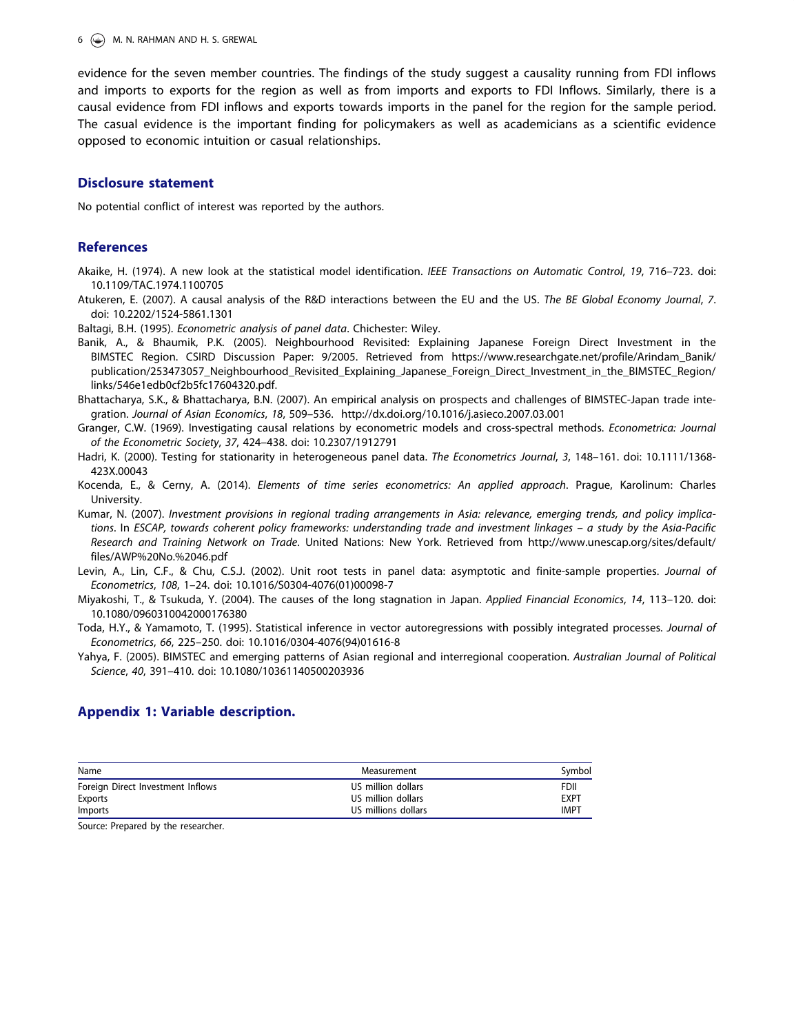evidence for the seven member countries. The findings of the study suggest a causality running from FDI inflows and imports to exports for the region as well as from imports and exports to FDI Inflows. Similarly, there is a causal evidence from FDI inflows and exports towards imports in the panel for the region for the sample period. The casual evidence is the important finding for policymakers as well as academicians as a scientific evidence opposed to economic intuition or casual relationships.

## Disclosure statement

No potential conflict of interest was reported by the authors.

## References

Akaike, H. (1974). A new look at the statistical model identification. *IEEE Transactions on Automatic Control*, *19*, 716–723. doi: 10.1109/TAC.1974.1100705

Atukeren, E. (2007). A causal analysis of the R&D interactions between the EU and the US. *The BE Global Economy Journal*, *7*. doi: 10.2202/1524-5861.1301

Baltagi, B.H. (1995). *Econometric analysis of panel data*. Chichester: Wiley.

Banik, A., & Bhaumik, P.K. (2005). Neighbourhood Revisited: Explaining Japanese Foreign Direct Investment in the BIMSTEC Region. CSIRD Discussion Paper: 9/2005. Retrieved from https://www.researchgate.net/profile/Arindam_Banik/publication/253473057_Neighbourhood_Revisited_Explaining_Japanese_Foreign_Direct_Investment_in_the_BIMSTEC_Region/links/546e1edb0cf2b5fc17604320.pdf.

Bhattacharya, S.K., & Bhattacharya, B.N. (2007). An empirical analysis on prospects and challenges of BIMSTEC-Japan trade integration. *Journal of Asian Economics*, *18*, 509–536. http://dx.doi.org/10.1016/j.asieco.2007.03.001

Granger, C.W. (1969). Investigating causal relations by econometric models and cross-spectral methods. *Econometrica: Journal of the Econometric Society*, *37*, 424–438. doi: 10.2307/1912791

Hadri, K. (2000). Testing for stationarity in heterogeneous panel data. *The Econometrics Journal*, *3*, 148–161. doi: 10.1111/1368-423X.00043

Kocenda, E., & Cerny, A. (2014). *Elements of time series econometrics: An applied approach*. Prague, Karolinum: Charles University.

Kumar, N. (2007). *Investment provisions in regional trading arrangements in Asia: relevance, emerging trends, and policy implications*. In *ESCAP, towards coherent policy frameworks: understanding trade and investment linkages – a study by the Asia-Pacific Research and Training Network on Trade*. United Nations: New York. Retrieved from http://www.unescap.org/sites/default/files/AWP%20No.%2046.pdf

Levin, A., Lin, C.F., & Chu, C.S.J. (2002). Unit root tests in panel data: asymptotic and finite-sample properties. *Journal of Econometrics*, *108*, 1–24. doi: 10.1016/S0304-4076(01)00098-7

Miyakoshi, T., & Tsukuda, Y. (2004). The causes of the long stagnation in Japan. *Applied Financial Economics*, *14*, 113–120. doi: 10.1080/0960310042000176380

Toda, H.Y., & Yamamoto, T. (1995). Statistical inference in vector autoregressions with possibly integrated processes. *Journal of Econometrics*, *66*, 225–250. doi: 10.1016/0304-4076(94)01616-8

Yahya, F. (2005). BIMSTEC and emerging patterns of Asian regional and interregional cooperation. *Australian Journal of Political Science*, *40*, 391–410. doi: 10.1080/10361140500203936

## Appendix 1: Variable description.

| Name | Measurement | Symbol |
|---|---|---|
| Foreign Direct Investment Inflows | US million dollars | FDII |
| Exports | US million dollars | EXPT |
| Imports | US millions dollars | IMPT |

Source: Prepared by the researcher.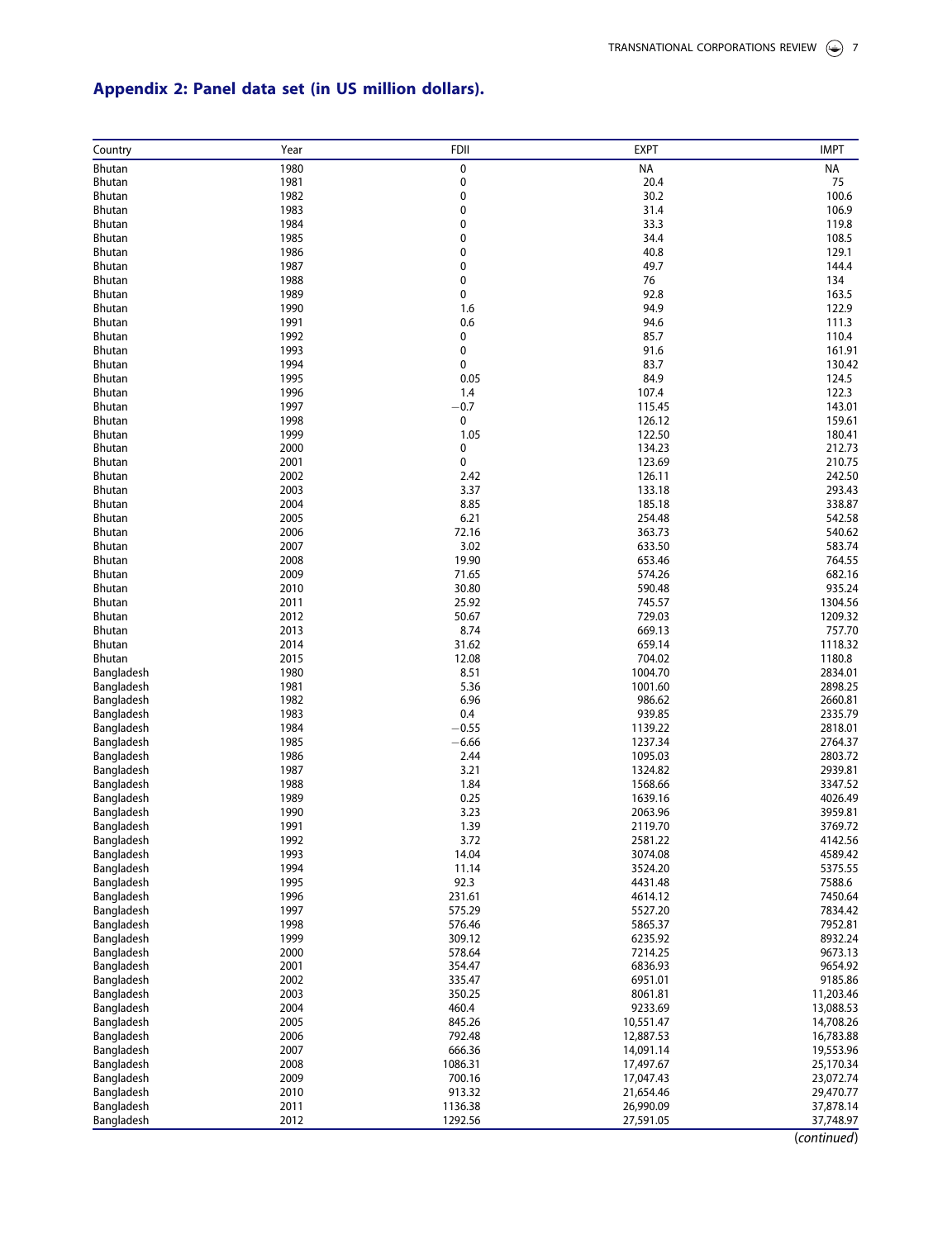## Appendix 2: Panel data set (in US million dollars).

| Country | Year | FDII | EXPT | IMPT |
|---|---|---|---|---|
| Bhutan | 1980 | 0 | NA | NA |
| Bhutan | 1981 | 0 | 20.4 | 75 |
| Bhutan | 1982 | 0 | 30.2 | 100.6 |
| Bhutan | 1983 | 0 | 31.4 | 106.9 |
| Bhutan | 1984 | 0 | 33.3 | 119.8 |
| Bhutan | 1985 | 0 | 34.4 | 108.5 |
| Bhutan | 1986 | 0 | 40.8 | 129.1 |
| Bhutan | 1987 | 0 | 49.7 | 144.4 |
| Bhutan | 1988 | 0 | 76 | 134 |
| Bhutan | 1989 | 0 | 92.8 | 163.5 |
| Bhutan | 1990 | 1.6 | 94.9 | 122.9 |
| Bhutan | 1991 | 0.6 | 94.6 | 111.3 |
| Bhutan | 1992 | 0 | 85.7 | 110.4 |
| Bhutan | 1993 | 0 | 91.6 | 161.91 |
| Bhutan | 1994 | 0 | 83.7 | 130.42 |
| Bhutan | 1995 | 0.05 | 84.9 | 124.5 |
| Bhutan | 1996 | 1.4 | 107.4 | 122.3 |
| Bhutan | 1997 | −0.7 | 115.45 | 143.01 |
| Bhutan | 1998 | 0 | 126.12 | 159.61 |
| Bhutan | 1999 | 1.05 | 122.50 | 180.41 |
| Bhutan | 2000 | 0 | 134.23 | 212.73 |
| Bhutan | 2001 | 0 | 123.69 | 210.75 |
| Bhutan | 2002 | 2.42 | 126.11 | 242.50 |
| Bhutan | 2003 | 3.37 | 133.18 | 293.43 |
| Bhutan | 2004 | 8.85 | 185.18 | 338.87 |
| Bhutan | 2005 | 6.21 | 254.48 | 542.58 |
| Bhutan | 2006 | 72.16 | 363.73 | 540.62 |
| Bhutan | 2007 | 3.02 | 633.50 | 583.74 |
| Bhutan | 2008 | 19.90 | 653.46 | 764.55 |
| Bhutan | 2009 | 71.65 | 574.26 | 682.16 |
| Bhutan | 2010 | 30.80 | 590.48 | 935.24 |
| Bhutan | 2011 | 25.92 | 745.57 | 1304.56 |
| Bhutan | 2012 | 50.67 | 729.03 | 1209.32 |
| Bhutan | 2013 | 8.74 | 669.13 | 757.70 |
| Bhutan | 2014 | 31.62 | 659.14 | 1118.32 |
| Bhutan | 2015 | 12.08 | 704.02 | 1180.8 |
| Bangladesh | 1980 | 8.51 | 1004.70 | 2834.01 |
| Bangladesh | 1981 | 5.36 | 1001.60 | 2898.25 |
| Bangladesh | 1982 | 6.96 | 986.62 | 2660.81 |
| Bangladesh | 1983 | 0.4 | 939.85 | 2335.79 |
| Bangladesh | 1984 | −0.55 | 1139.22 | 2818.01 |
| Bangladesh | 1985 | −6.66 | 1237.34 | 2764.37 |
| Bangladesh | 1986 | 2.44 | 1095.03 | 2803.72 |
| Bangladesh | 1987 | 3.21 | 1324.82 | 2939.81 |
| Bangladesh | 1988 | 1.84 | 1568.66 | 3347.52 |
| Bangladesh | 1989 | 0.25 | 1639.16 | 4026.49 |
| Bangladesh | 1990 | 3.23 | 2063.96 | 3959.81 |
| Bangladesh | 1991 | 1.39 | 2119.70 | 3769.72 |
| Bangladesh | 1992 | 3.72 | 2581.22 | 4142.56 |
| Bangladesh | 1993 | 14.04 | 3074.08 | 4589.42 |
| Bangladesh | 1994 | 11.14 | 3524.20 | 5375.55 |
| Bangladesh | 1995 | 92.3 | 4431.48 | 7588.6 |
| Bangladesh | 1996 | 231.61 | 4614.12 | 7450.64 |
| Bangladesh | 1997 | 575.29 | 5527.20 | 7834.42 |
| Bangladesh | 1998 | 576.46 | 5865.37 | 7952.81 |
| Bangladesh | 1999 | 309.12 | 6235.92 | 8932.24 |
| Bangladesh | 2000 | 578.64 | 7214.25 | 9673.13 |
| Bangladesh | 2001 | 354.47 | 6836.93 | 9654.92 |
| Bangladesh | 2002 | 335.47 | 6951.01 | 9185.86 |
| Bangladesh | 2003 | 350.25 | 8061.81 | 11,203.46 |
| Bangladesh | 2004 | 460.4 | 9233.69 | 13,088.53 |
| Bangladesh | 2005 | 845.26 | 10,551.47 | 14,708.26 |
| Bangladesh | 2006 | 792.48 | 12,887.53 | 16,783.88 |
| Bangladesh | 2007 | 666.36 | 14,091.14 | 19,553.96 |
| Bangladesh | 2008 | 1086.31 | 17,497.67 | 25,170.34 |
| Bangladesh | 2009 | 700.16 | 17,047.43 | 23,072.74 |
| Bangladesh | 2010 | 913.32 | 21,654.46 | 29,470.77 |
| Bangladesh | 2011 | 1136.38 | 26,990.09 | 37,878.14 |
| Bangladesh | 2012 | 1292.56 | 27,591.05 | 37,748.97 |

(*continued*)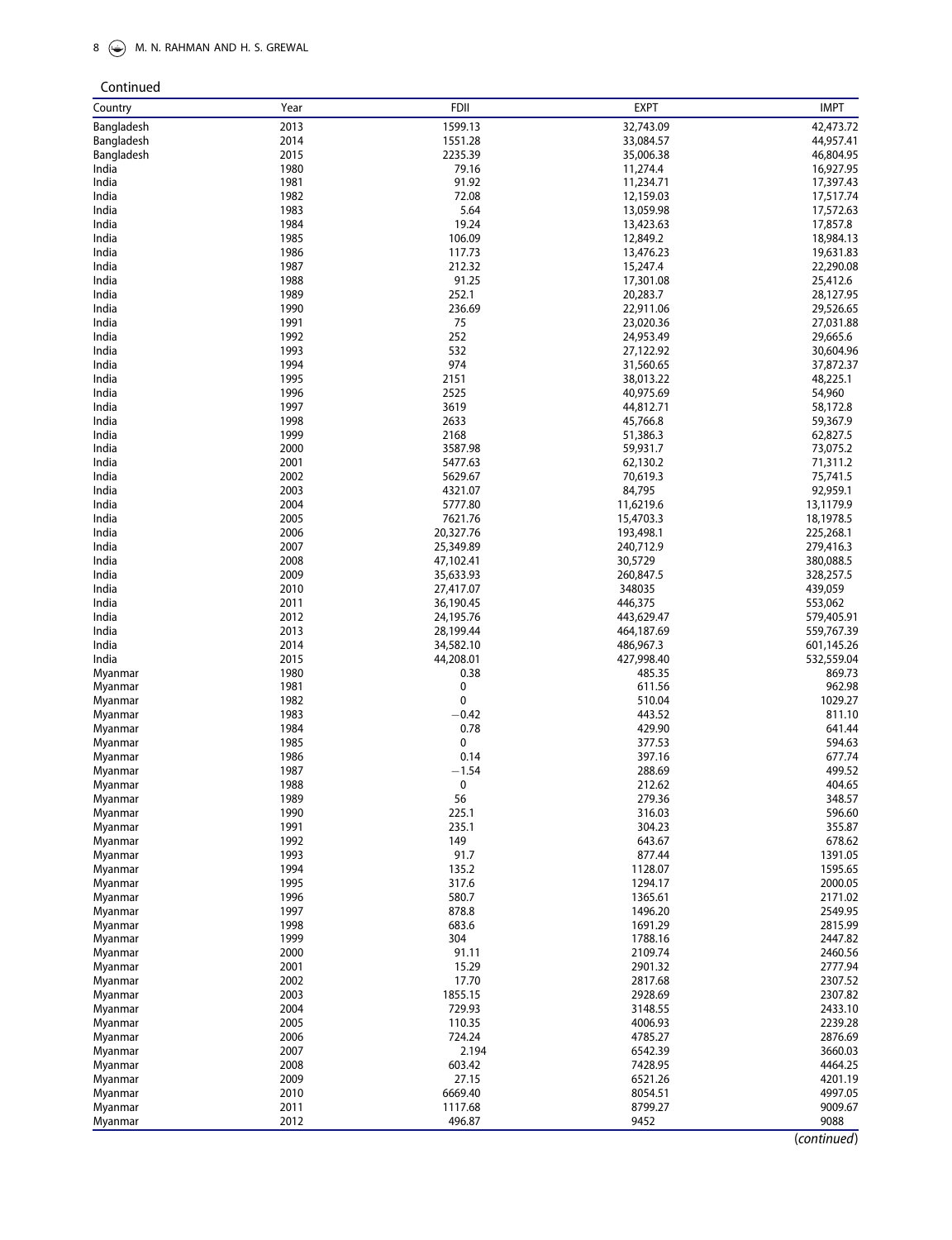Continued

| Country | Year | FDII | EXPT | IMPT |
|---|---|---|---|---|
| Bangladesh | 2013 | 1599.13 | 32,743.09 | 42,473.72 |
| Bangladesh | 2014 | 1551.28 | 33,084.57 | 44,957.41 |
| Bangladesh | 2015 | 2235.39 | 35,006.38 | 46,804.95 |
| India | 1980 | 79.16 | 11,274.4 | 16,927.95 |
| India | 1981 | 91.92 | 11,234.71 | 17,397.43 |
| India | 1982 | 72.08 | 12,159.03 | 17,517.74 |
| India | 1983 | 5.64 | 13,059.98 | 17,572.63 |
| India | 1984 | 19.24 | 13,423.63 | 17,857.8 |
| India | 1985 | 106.09 | 12,849.2 | 18,984.13 |
| India | 1986 | 117.73 | 13,476.23 | 19,631.83 |
| India | 1987 | 212.32 | 15,247.4 | 22,290.08 |
| India | 1988 | 91.25 | 17,301.08 | 25,412.6 |
| India | 1989 | 252.1 | 20,283.7 | 28,127.95 |
| India | 1990 | 236.69 | 22,911.06 | 29,526.65 |
| India | 1991 | 75 | 23,020.36 | 27,031.88 |
| India | 1992 | 252 | 24,953.49 | 29,665.6 |
| India | 1993 | 532 | 27,122.92 | 30,604.96 |
| India | 1994 | 974 | 31,560.65 | 37,872.37 |
| India | 1995 | 2151 | 38,013.22 | 48,225.1 |
| India | 1996 | 2525 | 40,975.69 | 54,960 |
| India | 1997 | 3619 | 44,812.71 | 58,172.8 |
| India | 1998 | 2633 | 45,766.8 | 59,367.9 |
| India | 1999 | 2168 | 51,386.3 | 62,827.5 |
| India | 2000 | 3587.98 | 59,931.7 | 73,075.2 |
| India | 2001 | 5477.63 | 62,130.2 | 71,311.2 |
| India | 2002 | 5629.67 | 70,619.3 | 75,741.5 |
| India | 2003 | 4321.07 | 84,795 | 92,959.1 |
| India | 2004 | 5777.80 | 11,6219.6 | 13,1179.9 |
| India | 2005 | 7621.76 | 15,4703.3 | 18,1978.5 |
| India | 2006 | 20,327.76 | 193,498.1 | 225,268.1 |
| India | 2007 | 25,349.89 | 240,712.9 | 279,416.3 |
| India | 2008 | 47,102.41 | 30,5729 | 380,088.5 |
| India | 2009 | 35,633.93 | 260,847.5 | 328,257.5 |
| India | 2010 | 27,417.07 | 348035 | 439,059 |
| India | 2011 | 36,190.45 | 446,375 | 553,062 |
| India | 2012 | 24,195.76 | 443,629.47 | 579,405.91 |
| India | 2013 | 28,199.44 | 464,187.69 | 559,767.39 |
| India | 2014 | 34,582.10 | 486,967.3 | 601,145.26 |
| India | 2015 | 44,208.01 | 427,998.40 | 532,559.04 |
| Myanmar | 1980 | 0.38 | 485.35 | 869.73 |
| Myanmar | 1981 | 0 | 611.56 | 962.98 |
| Myanmar | 1982 | 0 | 510.04 | 1029.27 |
| Myanmar | 1983 | −0.42 | 443.52 | 811.10 |
| Myanmar | 1984 | 0.78 | 429.90 | 641.44 |
| Myanmar | 1985 | 0 | 377.53 | 594.63 |
| Myanmar | 1986 | 0.14 | 397.16 | 677.74 |
| Myanmar | 1987 | −1.54 | 288.69 | 499.52 |
| Myanmar | 1988 | 0 | 212.62 | 404.65 |
| Myanmar | 1989 | 56 | 279.36 | 348.57 |
| Myanmar | 1990 | 225.1 | 316.03 | 596.60 |
| Myanmar | 1991 | 235.1 | 304.23 | 355.87 |
| Myanmar | 1992 | 149 | 643.67 | 678.62 |
| Myanmar | 1993 | 91.7 | 877.44 | 1391.05 |
| Myanmar | 1994 | 135.2 | 1128.07 | 1595.65 |
| Myanmar | 1995 | 317.6 | 1294.17 | 2000.05 |
| Myanmar | 1996 | 580.7 | 1365.61 | 2171.02 |
| Myanmar | 1997 | 878.8 | 1496.20 | 2549.95 |
| Myanmar | 1998 | 683.6 | 1691.29 | 2815.99 |
| Myanmar | 1999 | 304 | 1788.16 | 2447.82 |
| Myanmar | 2000 | 91.11 | 2109.74 | 2460.56 |
| Myanmar | 2001 | 15.29 | 2901.32 | 2777.94 |
| Myanmar | 2002 | 17.70 | 2817.68 | 2307.52 |
| Myanmar | 2003 | 1855.15 | 2928.69 | 2307.82 |
| Myanmar | 2004 | 729.93 | 3148.55 | 2433.10 |
| Myanmar | 2005 | 110.35 | 4006.93 | 2239.28 |
| Myanmar | 2006 | 724.24 | 4785.27 | 2876.69 |
| Myanmar | 2007 | 2.194 | 6542.39 | 3660.03 |
| Myanmar | 2008 | 603.42 | 7428.95 | 4464.25 |
| Myanmar | 2009 | 27.15 | 6521.26 | 4201.19 |
| Myanmar | 2010 | 6669.40 | 8054.51 | 4997.05 |
| Myanmar | 2011 | 1117.68 | 8799.27 | 9009.67 |
| Myanmar | 2012 | 496.87 | 9452 | 9088 |

(*continued*)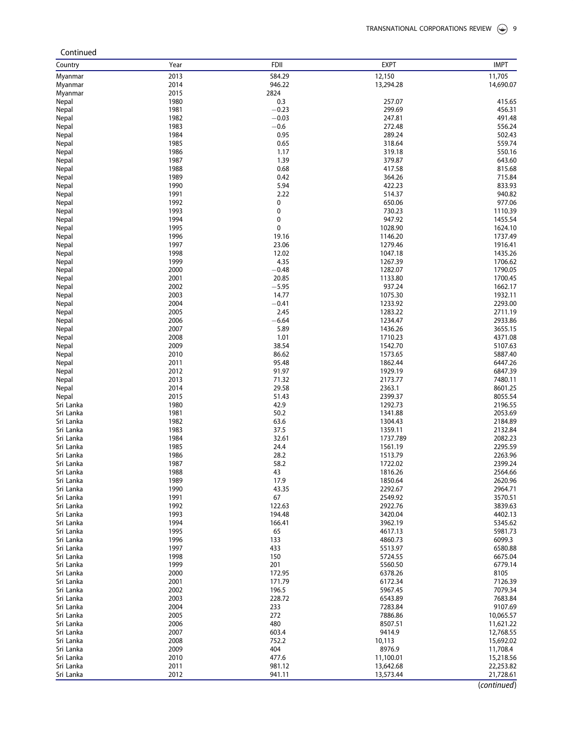Continued

| Country | Year | FDII | EXPT | IMPT |
|---|---|---|---|---|
| Myanmar | 2013 | 584.29 | 12,150 | 11,705 |
| Myanmar | 2014 | 946.22 | 13,294.28 | 14,690.07 |
| Myanmar | 2015 | 2824 | | |
| Nepal | 1980 | 0.3 | 257.07 | 415.65 |
| Nepal | 1981 | −0.23 | 299.69 | 456.31 |
| Nepal | 1982 | −0.03 | 247.81 | 491.48 |
| Nepal | 1983 | −0.6 | 272.48 | 556.24 |
| Nepal | 1984 | 0.95 | 289.24 | 502.43 |
| Nepal | 1985 | 0.65 | 318.64 | 559.74 |
| Nepal | 1986 | 1.17 | 319.18 | 550.16 |
| Nepal | 1987 | 1.39 | 379.87 | 643.60 |
| Nepal | 1988 | 0.68 | 417.58 | 815.68 |
| Nepal | 1989 | 0.42 | 364.26 | 715.84 |
| Nepal | 1990 | 5.94 | 422.23 | 833.93 |
| Nepal | 1991 | 2.22 | 514.37 | 940.82 |
| Nepal | 1992 | 0 | 650.06 | 977.06 |
| Nepal | 1993 | 0 | 730.23 | 1110.39 |
| Nepal | 1994 | 0 | 947.92 | 1455.54 |
| Nepal | 1995 | 0 | 1028.90 | 1624.10 |
| Nepal | 1996 | 19.16 | 1146.20 | 1737.49 |
| Nepal | 1997 | 23.06 | 1279.46 | 1916.41 |
| Nepal | 1998 | 12.02 | 1047.18 | 1435.26 |
| Nepal | 1999 | 4.35 | 1267.39 | 1706.62 |
| Nepal | 2000 | −0.48 | 1282.07 | 1790.05 |
| Nepal | 2001 | 20.85 | 1133.80 | 1700.45 |
| Nepal | 2002 | −5.95 | 937.24 | 1662.17 |
| Nepal | 2003 | 14.77 | 1075.30 | 1932.11 |
| Nepal | 2004 | −0.41 | 1233.92 | 2293.00 |
| Nepal | 2005 | 2.45 | 1283.22 | 2711.19 |
| Nepal | 2006 | −6.64 | 1234.47 | 2933.86 |
| Nepal | 2007 | 5.89 | 1436.26 | 3655.15 |
| Nepal | 2008 | 1.01 | 1710.23 | 4371.08 |
| Nepal | 2009 | 38.54 | 1542.70 | 5107.63 |
| Nepal | 2010 | 86.62 | 1573.65 | 5887.40 |
| Nepal | 2011 | 95.48 | 1862.44 | 6447.26 |
| Nepal | 2012 | 91.97 | 1929.19 | 6847.39 |
| Nepal | 2013 | 71.32 | 2173.77 | 7480.11 |
| Nepal | 2014 | 29.58 | 2363.1 | 8601.25 |
| Nepal | 2015 | 51.43 | 2399.37 | 8055.54 |
| Sri Lanka | 1980 | 42.9 | 1292.73 | 2196.55 |
| Sri Lanka | 1981 | 50.2 | 1341.88 | 2053.69 |
| Sri Lanka | 1982 | 63.6 | 1304.43 | 2184.89 |
| Sri Lanka | 1983 | 37.5 | 1359.11 | 2132.84 |
| Sri Lanka | 1984 | 32.61 | 1737.789 | 2082.23 |
| Sri Lanka | 1985 | 24.4 | 1561.19 | 2295.59 |
| Sri Lanka | 1986 | 28.2 | 1513.79 | 2263.96 |
| Sri Lanka | 1987 | 58.2 | 1722.02 | 2399.24 |
| Sri Lanka | 1988 | 43 | 1816.26 | 2564.66 |
| Sri Lanka | 1989 | 17.9 | 1850.64 | 2620.96 |
| Sri Lanka | 1990 | 43.35 | 2292.67 | 2964.71 |
| Sri Lanka | 1991 | 67 | 2549.92 | 3570.51 |
| Sri Lanka | 1992 | 122.63 | 2922.76 | 3839.63 |
| Sri Lanka | 1993 | 194.48 | 3420.04 | 4402.13 |
| Sri Lanka | 1994 | 166.41 | 3962.19 | 5345.62 |
| Sri Lanka | 1995 | 65 | 4617.13 | 5981.73 |
| Sri Lanka | 1996 | 133 | 4860.73 | 6099.3 |
| Sri Lanka | 1997 | 433 | 5513.97 | 6580.88 |
| Sri Lanka | 1998 | 150 | 5724.55 | 6675.04 |
| Sri Lanka | 1999 | 201 | 5560.50 | 6779.14 |
| Sri Lanka | 2000 | 172.95 | 6378.26 | 8105 |
| Sri Lanka | 2001 | 171.79 | 6172.34 | 7126.39 |
| Sri Lanka | 2002 | 196.5 | 5967.45 | 7079.34 |
| Sri Lanka | 2003 | 228.72 | 6543.89 | 7683.84 |
| Sri Lanka | 2004 | 233 | 7283.84 | 9107.69 |
| Sri Lanka | 2005 | 272 | 7886.86 | 10,065.57 |
| Sri Lanka | 2006 | 480 | 8507.51 | 11,621.22 |
| Sri Lanka | 2007 | 603.4 | 9414.9 | 12,768.55 |
| Sri Lanka | 2008 | 752.2 | 10,113 | 15,692.02 |
| Sri Lanka | 2009 | 404 | 8976.9 | 11,708.4 |
| Sri Lanka | 2010 | 477.6 | 11,100.01 | 15,218.56 |
| Sri Lanka | 2011 | 981.12 | 13,642.68 | 22,253.82 |
| Sri Lanka | 2012 | 941.11 | 13,573.44 | 21,728.61 |

(*continued*)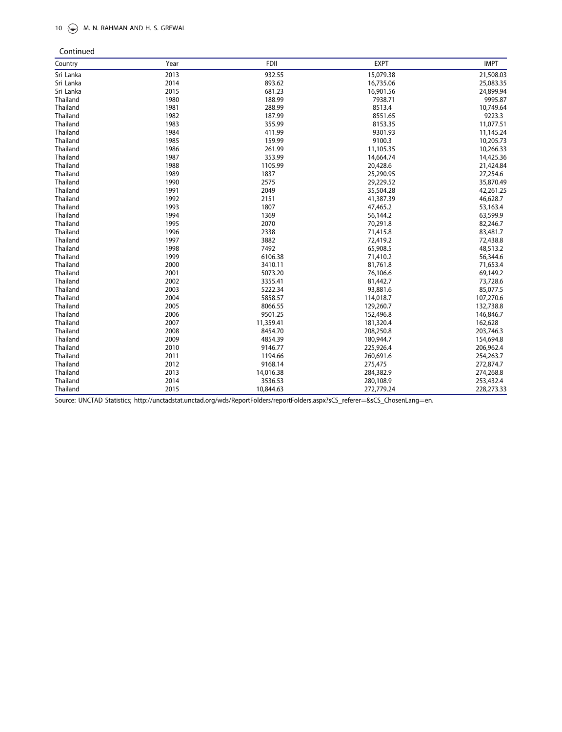Continued

| Country | Year | FDII | EXPT | IMPT |
|---|---|---|---|---|
| Sri Lanka | 2013 | 932.55 | 15,079.38 | 21,508.03 |
| Sri Lanka | 2014 | 893.62 | 16,735.06 | 25,083.35 |
| Sri Lanka | 2015 | 681.23 | 16,901.56 | 24,899.94 |
| Thailand | 1980 | 188.99 | 7938.71 | 9995.87 |
| Thailand | 1981 | 288.99 | 8513.4 | 10,749.64 |
| Thailand | 1982 | 187.99 | 8551.65 | 9223.3 |
| Thailand | 1983 | 355.99 | 8153.35 | 11,077.51 |
| Thailand | 1984 | 411.99 | 9301.93 | 11,145.24 |
| Thailand | 1985 | 159.99 | 9100.3 | 10,205.73 |
| Thailand | 1986 | 261.99 | 11,105.35 | 10,266.33 |
| Thailand | 1987 | 353.99 | 14,664.74 | 14,425.36 |
| Thailand | 1988 | 1105.99 | 20,428.6 | 21,424.84 |
| Thailand | 1989 | 1837 | 25,290.95 | 27,254.6 |
| Thailand | 1990 | 2575 | 29,229.52 | 35,870.49 |
| Thailand | 1991 | 2049 | 35,504.28 | 42,261.25 |
| Thailand | 1992 | 2151 | 41,387.39 | 46,628.7 |
| Thailand | 1993 | 1807 | 47,465.2 | 53,163.4 |
| Thailand | 1994 | 1369 | 56,144.2 | 63,599.9 |
| Thailand | 1995 | 2070 | 70,291.8 | 82,246.7 |
| Thailand | 1996 | 2338 | 71,415.8 | 83,481.7 |
| Thailand | 1997 | 3882 | 72,419.2 | 72,438.8 |
| Thailand | 1998 | 7492 | 65,908.5 | 48,513.2 |
| Thailand | 1999 | 6106.38 | 71,410.2 | 56,344.6 |
| Thailand | 2000 | 3410.11 | 81,761.8 | 71,653.4 |
| Thailand | 2001 | 5073.20 | 76,106.6 | 69,149.2 |
| Thailand | 2002 | 3355.41 | 81,442.7 | 73,728.6 |
| Thailand | 2003 | 5222.34 | 93,881.6 | 85,077.5 |
| Thailand | 2004 | 5858.57 | 114,018.7 | 107,270.6 |
| Thailand | 2005 | 8066.55 | 129,260.7 | 132,738.8 |
| Thailand | 2006 | 9501.25 | 152,496.8 | 146,846.7 |
| Thailand | 2007 | 11,359.41 | 181,320.4 | 162,628 |
| Thailand | 2008 | 8454.70 | 208,250.8 | 203,746.3 |
| Thailand | 2009 | 4854.39 | 180,944.7 | 154,694.8 |
| Thailand | 2010 | 9146.77 | 225,926.4 | 206,962.4 |
| Thailand | 2011 | 1194.66 | 260,691.6 | 254,263.7 |
| Thailand | 2012 | 9168.14 | 275,475 | 272,874.7 |
| Thailand | 2013 | 14,016.38 | 284,382.9 | 274,268.8 |
| Thailand | 2014 | 3536.53 | 280,108.9 | 253,432.4 |
| Thailand | 2015 | 10,844.63 | 272,779.24 | 228,273.33 |

Source: UNCTAD Statistics; http://unctadstat.unctad.org/wds/ReportFolders/reportFolders.aspx?sCS_referer=&sCS_ChosenLang=en.